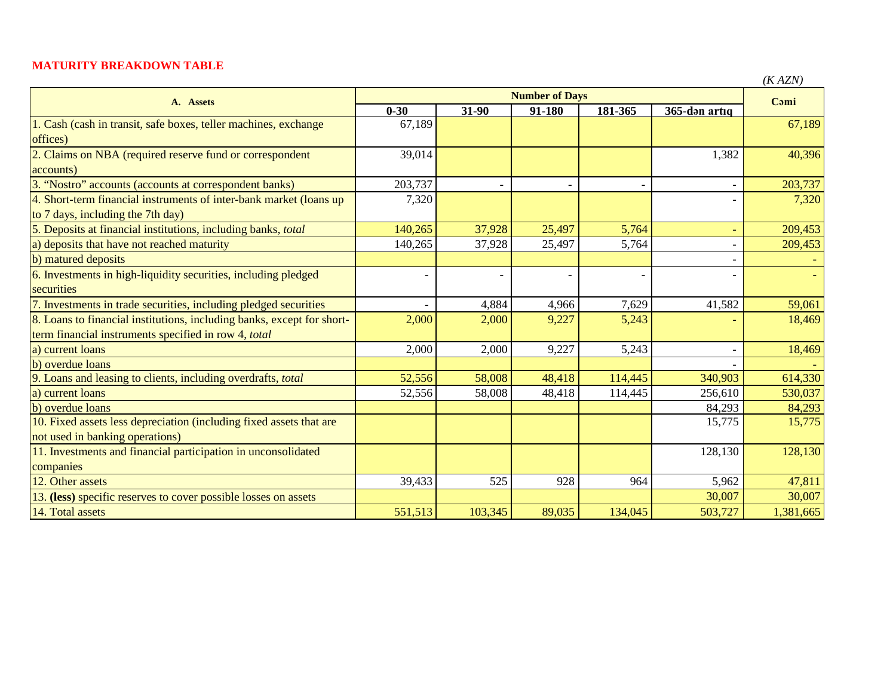**MATURITY BREAKDOWN TABLE**

*(K AZN)*

| A. Assets | Number of Days | | | | | Cəmi |
|---|---|---|---|---|---|---|
| | 0-30 | 31-90 | 91-180 | 181-365 | 365-dən artıq | |
| 1. Cash (cash in transit, safe boxes, teller machines, exchange offices) | 67,189 | | | | | 67,189 |
| 2. Claims on NBA (required reserve fund or correspondent accounts) | 39,014 | | | | 1,382 | 40,396 |
| 3. "Nostro" accounts (accounts at correspondent banks) | 203,737 | - | - | - | - | 203,737 |
| 4. Short-term financial instruments of inter-bank market (loans up to 7 days, including the 7th day) | 7,320 | | | | - | 7,320 |
| 5. Deposits at financial institutions, including banks, *total* | 140,265 | 37,928 | 25,497 | 5,764 | - | 209,453 |
| a) deposits that have not reached maturity | 140,265 | 37,928 | 25,497 | 5,764 | - | 209,453 |
| b) matured deposits | | | | | - | - |
| 6. Investments in high-liquidity securities, including pledged securities | - | - | - | - | - | - |
| 7. Investments in trade securities, including pledged securities | - | 4,884 | 4,966 | 7,629 | 41,582 | 59,061 |
| 8. Loans to financial institutions, including banks, except for short-term financial instruments specified in row 4, *total* | 2,000 | 2,000 | 9,227 | 5,243 | - | 18,469 |
| a) current loans | 2,000 | 2,000 | 9,227 | 5,243 | - | 18,469 |
| b) overdue loans | | | | | - | - |
| 9. Loans and leasing to clients, including overdrafts, *total* | 52,556 | 58,008 | 48,418 | 114,445 | 340,903 | 614,330 |
| a) current loans | 52,556 | 58,008 | 48,418 | 114,445 | 256,610 | 530,037 |
| b) overdue loans | | | | | 84,293 | 84,293 |
| 10. Fixed assets less depreciation (including fixed assets that are not used in banking operations) | | | | | 15,775 | 15,775 |
| 11. Investments and financial participation in unconsolidated companies | | | | | 128,130 | 128,130 |
| 12. Other assets | 39,433 | 525 | 928 | 964 | 5,962 | 47,811 |
| 13. **(less)** specific reserves to cover possible losses on assets | | | | | 30,007 | 30,007 |
| 14. Total assets | 551,513 | 103,345 | 89,035 | 134,045 | 503,727 | 1,381,665 |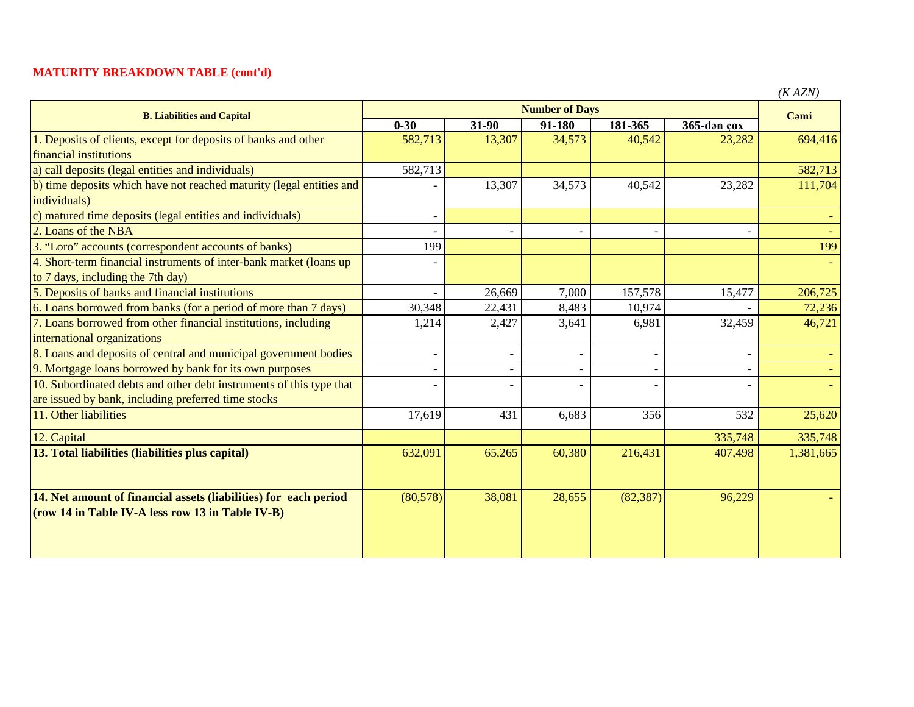**MATURITY BREAKDOWN TABLE (cont'd)**

*(K AZN)*

| B. Liabilities and Capital | Number of Days | | | | | Cəmi |
|---|---|---|---|---|---|---|
| | 0-30 | 31-90 | 91-180 | 181-365 | 365-dən çox | |
| 1. Deposits of clients, except for deposits of banks and other financial institutions | 582,713 | 13,307 | 34,573 | 40,542 | 23,282 | 694,416 |
| a) call deposits (legal entities and individuals) | 582,713 | | | | | 582,713 |
| b) time deposits which have not reached maturity (legal entities and individuals) | - | 13,307 | 34,573 | 40,542 | 23,282 | 111,704 |
| c) matured time deposits (legal entities and individuals) | - | | | | | - |
| 2. Loans of the NBA | - | - | - | - | - | - |
| 3. "Loro" accounts (correspondent accounts of banks) | 199 | | | | | 199 |
| 4. Short-term financial instruments of inter-bank market (loans up to 7 days, including the 7th day) | - | | | | | - |
| 5. Deposits of banks and financial institutions | - | 26,669 | 7,000 | 157,578 | 15,477 | 206,725 |
| 6. Loans borrowed from banks (for a period of more than 7 days) | 30,348 | 22,431 | 8,483 | 10,974 | - | 72,236 |
| 7. Loans borrowed from other financial institutions, including international organizations | 1,214 | 2,427 | 3,641 | 6,981 | 32,459 | 46,721 |
| 8. Loans and deposits of central and municipal government bodies | - | - | - | - | - | - |
| 9. Mortgage loans borrowed by bank for its own purposes | - | - | - | - | - | - |
| 10. Subordinated debts and other debt instruments of this type that are issued by bank, including preferred time stocks | - | - | - | - | - | - |
| 11. Other liabilities | 17,619 | 431 | 6,683 | 356 | 532 | 25,620 |
| 12. Capital | | | | | 335,748 | 335,748 |
| **13. Total liabilities (liabilities plus capital)** | 632,091 | 65,265 | 60,380 | 216,431 | 407,498 | 1,381,665 |
| **14. Net amount of financial assets (liabilities) for each period (row 14 in Table IV-A less row 13 in Table IV-B)** | (80,578) | 38,081 | 28,655 | (82,387) | 96,229 | - |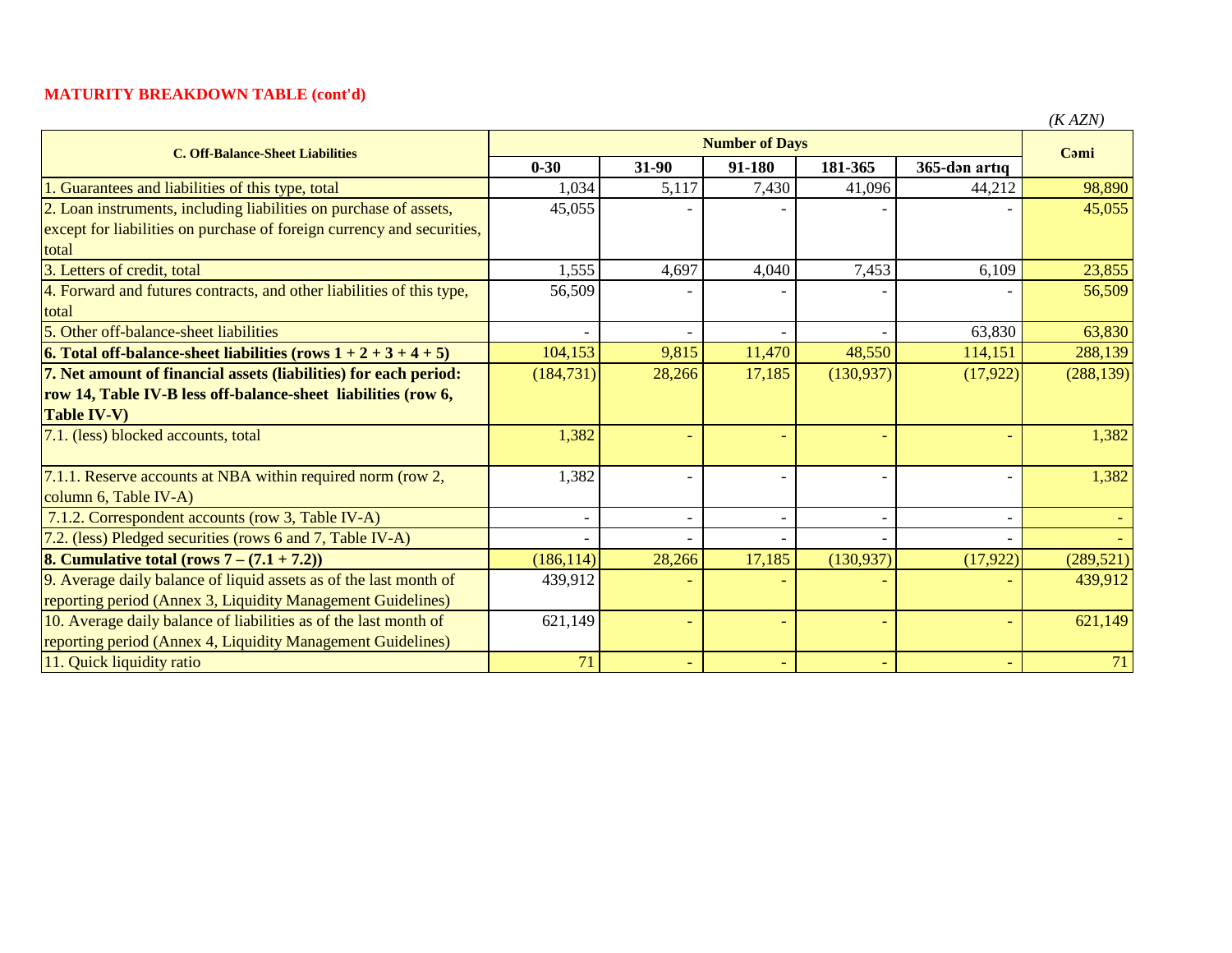## MATURITY BREAKDOWN TABLE (cont'd)

*(K AZN)*

| C. Off-Balance-Sheet Liabilities | Number of Days | | | | | Cəmi |
|---|---|---|---|---|---|---|
| | 0-30 | 31-90 | 91-180 | 181-365 | 365-dən artıq | |
| 1. Guarantees and liabilities of this type, total | 1,034 | 5,117 | 7,430 | 41,096 | 44,212 | 98,890 |
| 2. Loan instruments, including liabilities on purchase of assets, except for liabilities on purchase of foreign currency and securities, total | 45,055 | - | - | - | - | 45,055 |
| 3. Letters of credit, total | 1,555 | 4,697 | 4,040 | 7,453 | 6,109 | 23,855 |
| 4. Forward and futures contracts, and other liabilities of this type, total | 56,509 | - | - | - | - | 56,509 |
| 5. Other off-balance-sheet liabilities | - | - | - | - | 63,830 | 63,830 |
| **6. Total off-balance-sheet liabilities (rows 1 + 2 + 3 + 4 + 5)** | 104,153 | 9,815 | 11,470 | 48,550 | 114,151 | 288,139 |
| **7. Net amount of financial assets (liabilities) for each period: row 14, Table IV-B less off-balance-sheet liabilities (row 6, Table IV-V)** | (184,731) | 28,266 | 17,185 | (130,937) | (17,922) | (288,139) |
| 7.1. (less) blocked accounts, total | 1,382 | - | - | - | - | 1,382 |
| 7.1.1. Reserve accounts at NBA within required norm (row 2, column 6, Table IV-A) | 1,382 | - | - | - | - | 1,382 |
| 7.1.2. Correspondent accounts (row 3, Table IV-A) | - | - | - | - | - | - |
| 7.2. (less) Pledged securities (rows 6 and 7, Table IV-A) | - | - | - | - | - | - |
| **8. Cumulative total (rows 7 – (7.1 + 7.2))** | (186,114) | 28,266 | 17,185 | (130,937) | (17,922) | (289,521) |
| 9. Average daily balance of liquid assets as of the last month of reporting period (Annex 3, Liquidity Management Guidelines) | 439,912 | - | - | - | - | 439,912 |
| 10. Average daily balance of liabilities as of the last month of reporting period (Annex 4, Liquidity Management Guidelines) | 621,149 | - | - | - | - | 621,149 |
| 11. Quick liquidity ratio | 71 | - | - | - | - | 71 |